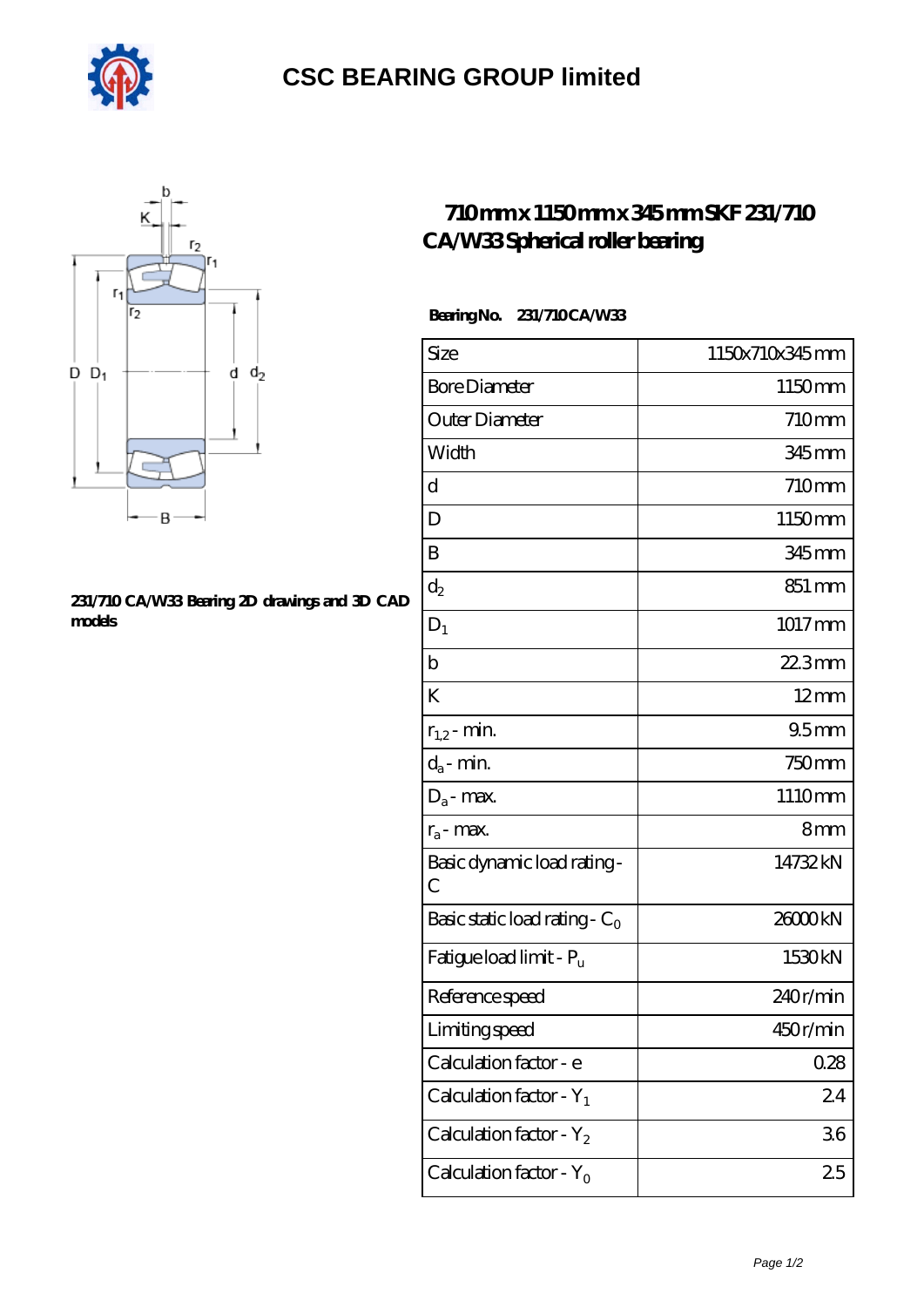# CSC BEARING GROUP limited

## 710mm x 1150mm x 345mm SKF 231/710 CA/W33 Spherical roller bearing

231/710 CA/W33 Bearing 2D drawings and 3D CAD models

**Bearing No.** 231/710 CA/W33

| Size | 1150x710x345 mm |
|---|---|
| Bore Diameter | 1150 mm |
| Outer Diameter | 710 mm |
| Width | 345 mm |
| d | 710 mm |
| D | 1150 mm |
| B | 345 mm |
| $d_2$ | 851 mm |
| $D_1$ | 1017 mm |
| b | 22.3 mm |
| K | 12 mm |
| $r_{1,2}$ - min. | 9.5 mm |
| $d_a$ - min. | 750 mm |
| $D_a$ - max. | 1110 mm |
| $r_a$ - max. | 8 mm |
| Basic dynamic load rating - C | 14732 kN |
| Basic static load rating - $C_0$ | 26000 kN |
| Fatigue load limit - $P_u$ | 1530 kN |
| Reference speed | 240 r/min |
| Limiting speed | 450 r/min |
| Calculation factor - e | 0.28 |
| Calculation factor - $Y_1$ | 2.4 |
| Calculation factor - $Y_2$ | 3.6 |
| Calculation factor - $Y_0$ | 2.5 |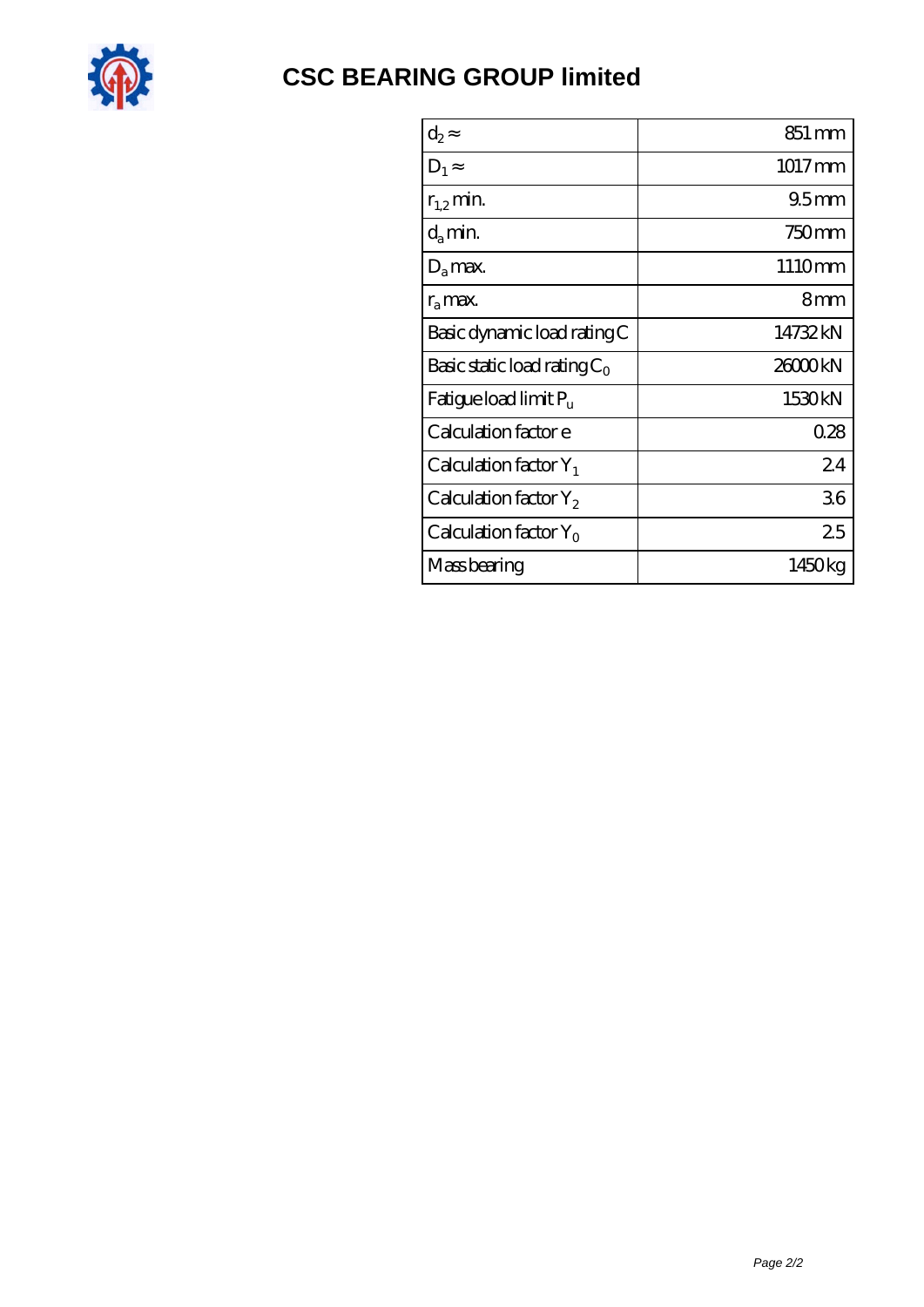# CSC BEARING GROUP limited

| | |
|---|---|
| $d_2 \approx$ | 851 mm |
| $D_1 \approx$ | 1017 mm |
| $r_{1,2}$ min. | 9.5 mm |
| $d_a$ min. | 750 mm |
| $D_a$ max. | 1110 mm |
| $r_a$ max. | 8 mm |
| Basic dynamic load rating C | 14732 kN |
| Basic static load rating $C_0$ | 26000 kN |
| Fatigue load limit $P_u$ | 1530 kN |
| Calculation factor e | 0.28 |
| Calculation factor $Y_1$ | 2.4 |
| Calculation factor $Y_2$ | 3.6 |
| Calculation factor $Y_0$ | 2.5 |
| Mass bearing | 1450 kg |